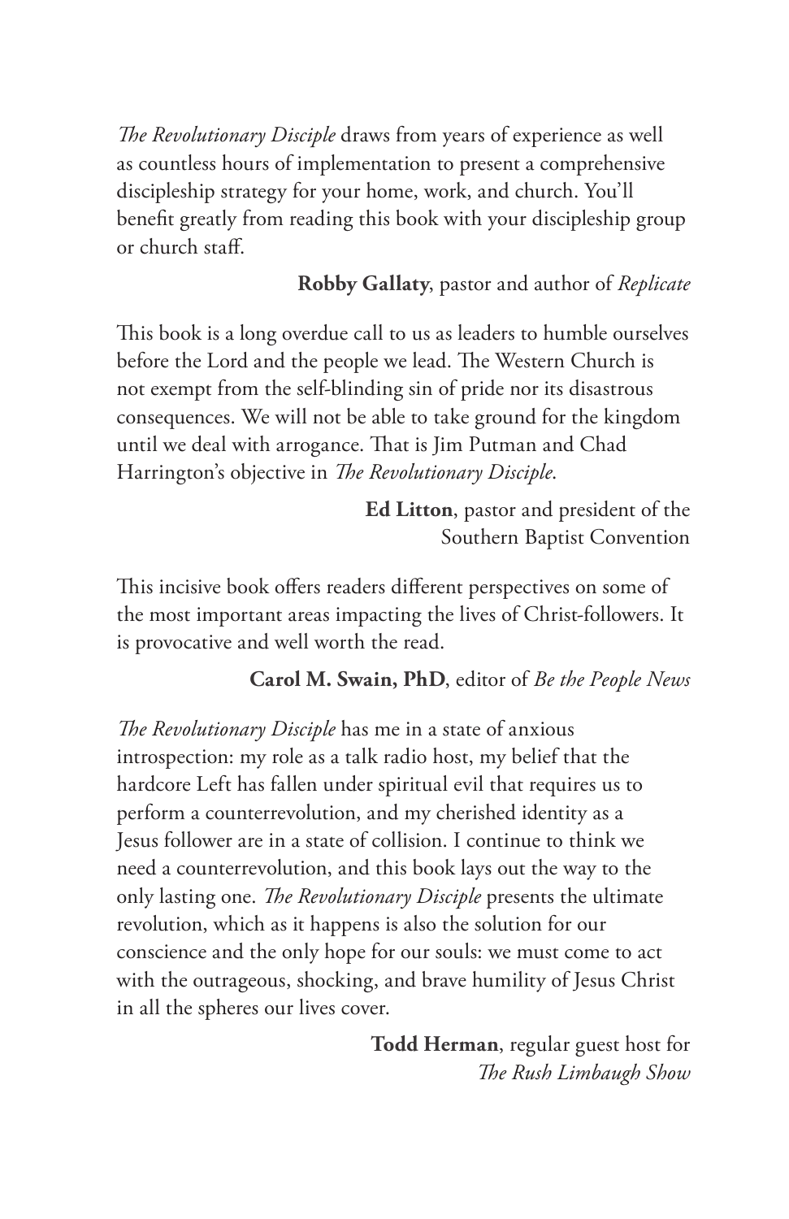*The Revolutionary Disciple* draws from years of experience as well as countless hours of implementation to present a comprehensive discipleship strategy for your home, work, and church. You'll benefit greatly from reading this book with your discipleship group or church staff.

**Robby Gallaty**, pastor and author of *Replicate*

This book is a long overdue call to us as leaders to humble ourselves before the Lord and the people we lead. The Western Church is not exempt from the self-blinding sin of pride nor its disastrous consequences. We will not be able to take ground for the kingdom until we deal with arrogance. That is Jim Putman and Chad Harrington's objective in *The Revolutionary Disciple*.

**Ed Litton**, pastor and president of the Southern Baptist Convention

This incisive book offers readers different perspectives on some of the most important areas impacting the lives of Christ-followers. It is provocative and well worth the read.

**Carol M. Swain, PhD**, editor of *Be the People News*

*The Revolutionary Disciple* has me in a state of anxious introspection: my role as a talk radio host, my belief that the hardcore Left has fallen under spiritual evil that requires us to perform a counterrevolution, and my cherished identity as a Jesus follower are in a state of collision. I continue to think we need a counterrevolution, and this book lays out the way to the only lasting one. *The Revolutionary Disciple* presents the ultimate revolution, which as it happens is also the solution for our conscience and the only hope for our souls: we must come to act with the outrageous, shocking, and brave humility of Jesus Christ in all the spheres our lives cover.

**Todd Herman**, regular guest host for *The Rush Limbaugh Show*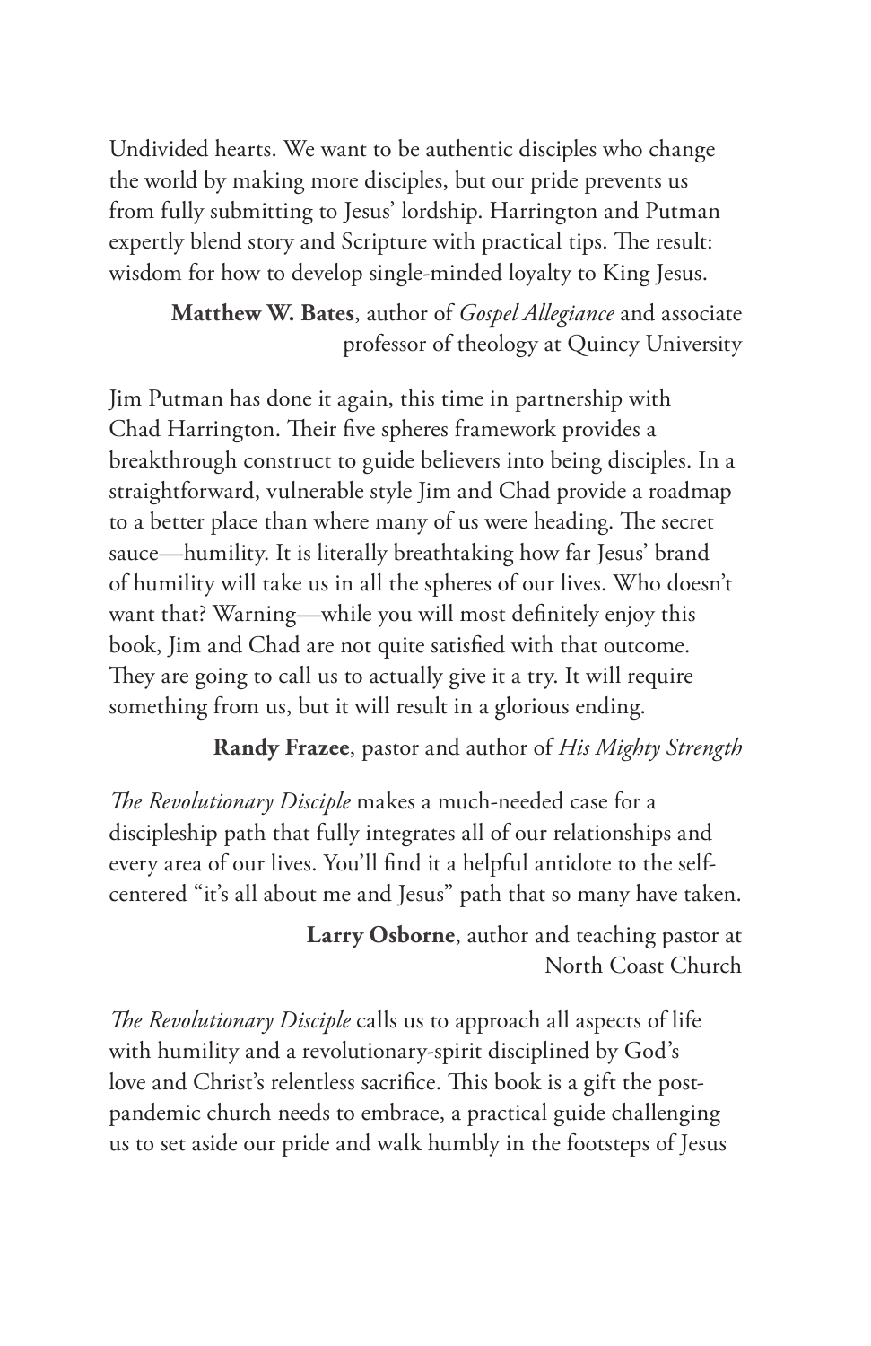Undivided hearts. We want to be authentic disciples who change the world by making more disciples, but our pride prevents us from fully submitting to Jesus' lordship. Harrington and Putman expertly blend story and Scripture with practical tips. The result: wisdom for how to develop single-minded loyalty to King Jesus.

**Matthew W. Bates**, author of *Gospel Allegiance* and associate professor of theology at Quincy University

Jim Putman has done it again, this time in partnership with Chad Harrington. Their five spheres framework provides a breakthrough construct to guide believers into being disciples. In a straightforward, vulnerable style Jim and Chad provide a roadmap to a better place than where many of us were heading. The secret sauce—humility. It is literally breathtaking how far Jesus' brand of humility will take us in all the spheres of our lives. Who doesn't want that? Warning—while you will most definitely enjoy this book, Jim and Chad are not quite satisfied with that outcome. They are going to call us to actually give it a try. It will require something from us, but it will result in a glorious ending.

**Randy Frazee**, pastor and author of *His Mighty Strength*

*The Revolutionary Disciple* makes a much-needed case for a discipleship path that fully integrates all of our relationships and every area of our lives. You'll find it a helpful antidote to the self-centered "it's all about me and Jesus" path that so many have taken.

**Larry Osborne**, author and teaching pastor at North Coast Church

*The Revolutionary Disciple* calls us to approach all aspects of life with humility and a revolutionary-spirit disciplined by God's love and Christ's relentless sacrifice. This book is a gift the post-pandemic church needs to embrace, a practical guide challenging us to set aside our pride and walk humbly in the footsteps of Jesus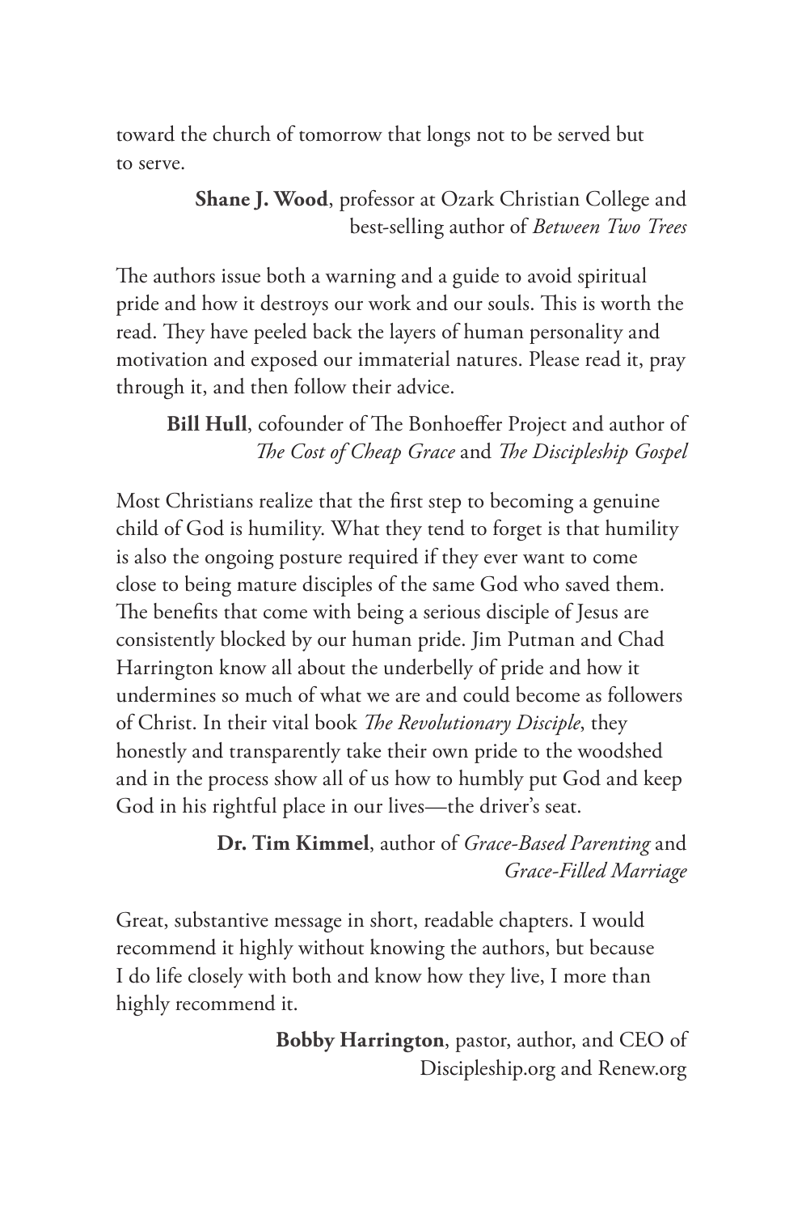toward the church of tomorrow that longs not to be served but to serve.

**Shane J. Wood**, professor at Ozark Christian College and best-selling author of *Between Two Trees*

The authors issue both a warning and a guide to avoid spiritual pride and how it destroys our work and our souls. This is worth the read. They have peeled back the layers of human personality and motivation and exposed our immaterial natures. Please read it, pray through it, and then follow their advice.

**Bill Hull**, cofounder of The Bonhoeffer Project and author of *The Cost of Cheap Grace* and *The Discipleship Gospel*

Most Christians realize that the first step to becoming a genuine child of God is humility. What they tend to forget is that humility is also the ongoing posture required if they ever want to come close to being mature disciples of the same God who saved them. The benefits that come with being a serious disciple of Jesus are consistently blocked by our human pride. Jim Putman and Chad Harrington know all about the underbelly of pride and how it undermines so much of what we are and could become as followers of Christ. In their vital book *The Revolutionary Disciple*, they honestly and transparently take their own pride to the woodshed and in the process show all of us how to humbly put God and keep God in his rightful place in our lives—the driver's seat.

**Dr. Tim Kimmel**, author of *Grace-Based Parenting* and *Grace-Filled Marriage*

Great, substantive message in short, readable chapters. I would recommend it highly without knowing the authors, but because I do life closely with both and know how they live, I more than highly recommend it.

**Bobby Harrington**, pastor, author, and CEO of Discipleship.org and Renew.org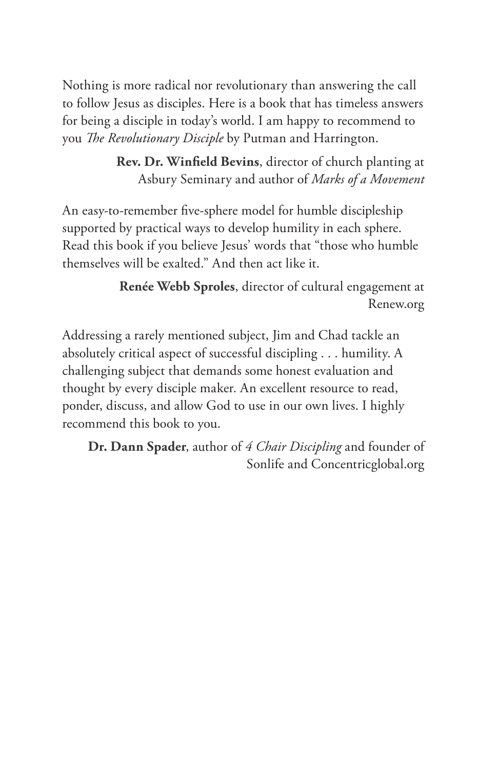Nothing is more radical nor revolutionary than answering the call to follow Jesus as disciples. Here is a book that has timeless answers for being a disciple in today's world. I am happy to recommend to you *The Revolutionary Disciple* by Putman and Harrington.

**Rev. Dr. Winfield Bevins**, director of church planting at Asbury Seminary and author of *Marks of a Movement*

An easy-to-remember five-sphere model for humble discipleship supported by practical ways to develop humility in each sphere. Read this book if you believe Jesus' words that "those who humble themselves will be exalted." And then act like it.

**Renée Webb Sproles**, director of cultural engagement at Renew.org

Addressing a rarely mentioned subject, Jim and Chad tackle an absolutely critical aspect of successful discipling . . . humility. A challenging subject that demands some honest evaluation and thought by every disciple maker. An excellent resource to read, ponder, discuss, and allow God to use in our own lives. I highly recommend this book to you.

**Dr. Dann Spader**, author of *4 Chair Discipling* and founder of Sonlife and Concentricglobal.org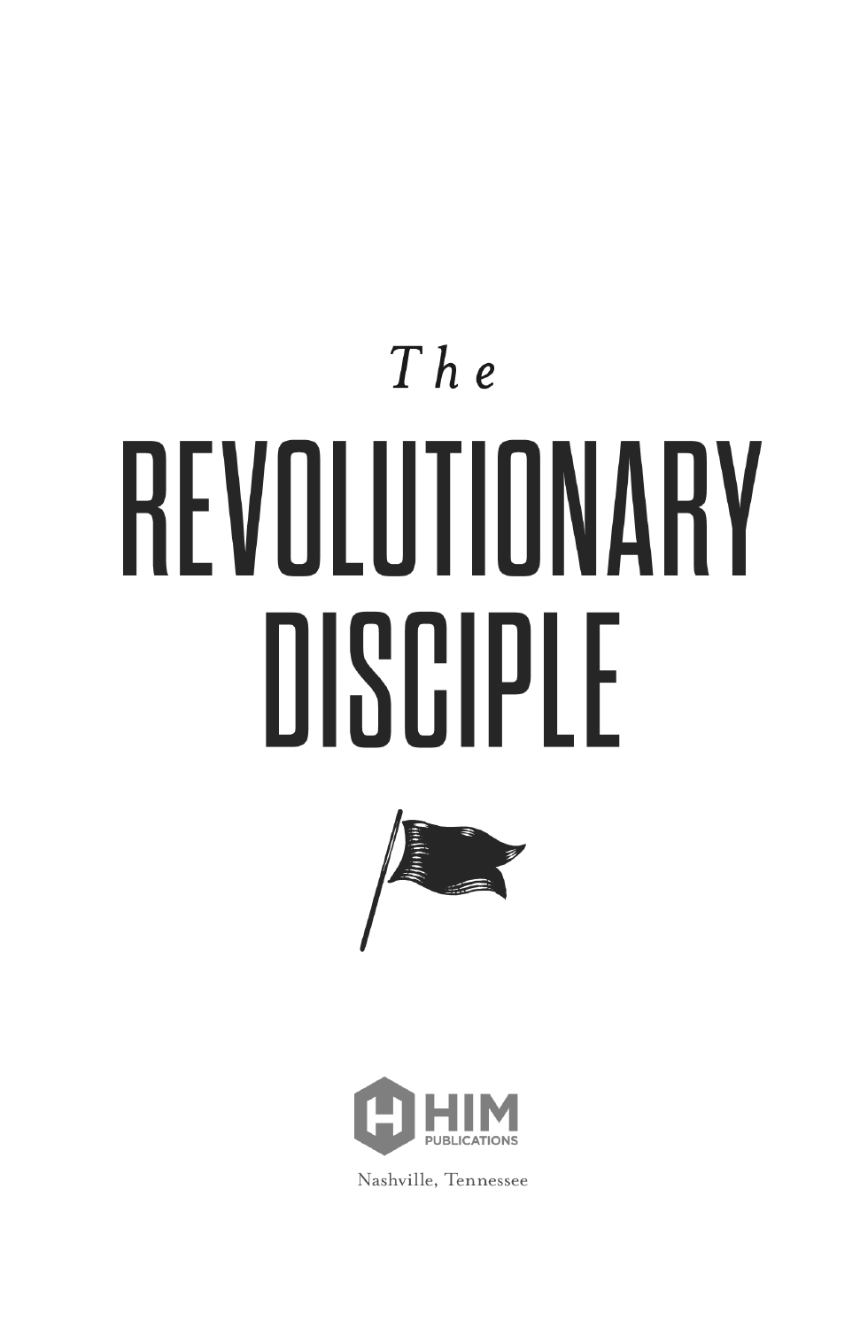*The*

# REVOLUTIONARY DISCIPLE

HIM PUBLICATIONS

Nashville, Tennessee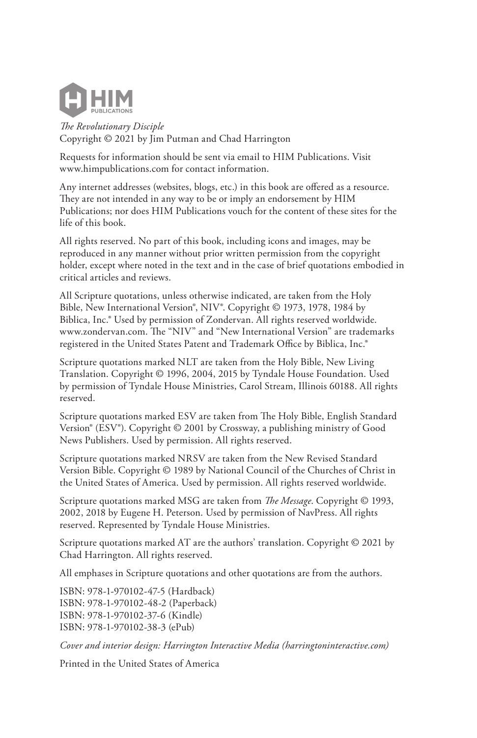HIM PUBLICATIONS

*The Revolutionary Disciple*
Copyright © 2021 by Jim Putman and Chad Harrington

Requests for information should be sent via email to HIM Publications. Visit www.himpublications.com for contact information.

Any internet addresses (websites, blogs, etc.) in this book are offered as a resource. They are not intended in any way to be or imply an endorsement by HIM Publications; nor does HIM Publications vouch for the content of these sites for the life of this book.

All rights reserved. No part of this book, including icons and images, may be reproduced in any manner without prior written permission from the copyright holder, except where noted in the text and in the case of brief quotations embodied in critical articles and reviews.

All Scripture quotations, unless otherwise indicated, are taken from the Holy Bible, New International Version®, NIV®. Copyright © 1973, 1978, 1984 by Biblica, Inc.® Used by permission of Zondervan. All rights reserved worldwide. www.zondervan.com. The "NIV" and "New International Version" are trademarks registered in the United States Patent and Trademark Office by Biblica, Inc.®

Scripture quotations marked NLT are taken from the Holy Bible, New Living Translation. Copyright © 1996, 2004, 2015 by Tyndale House Foundation. Used by permission of Tyndale House Ministries, Carol Stream, Illinois 60188. All rights reserved.

Scripture quotations marked ESV are taken from The Holy Bible, English Standard Version® (ESV®). Copyright © 2001 by Crossway, a publishing ministry of Good News Publishers. Used by permission. All rights reserved.

Scripture quotations marked NRSV are taken from the New Revised Standard Version Bible. Copyright © 1989 by National Council of the Churches of Christ in the United States of America. Used by permission. All rights reserved worldwide.

Scripture quotations marked MSG are taken from *The Message*. Copyright © 1993, 2002, 2018 by Eugene H. Peterson. Used by permission of NavPress. All rights reserved. Represented by Tyndale House Ministries.

Scripture quotations marked AT are the authors' translation. Copyright © 2021 by Chad Harrington. All rights reserved.

All emphases in Scripture quotations and other quotations are from the authors.

ISBN: 978-1-970102-47-5 (Hardback)
ISBN: 978-1-970102-48-2 (Paperback)
ISBN: 978-1-970102-37-6 (Kindle)
ISBN: 978-1-970102-38-3 (ePub)

*Cover and interior design: Harrington Interactive Media (harringtoninteractive.com)*

Printed in the United States of America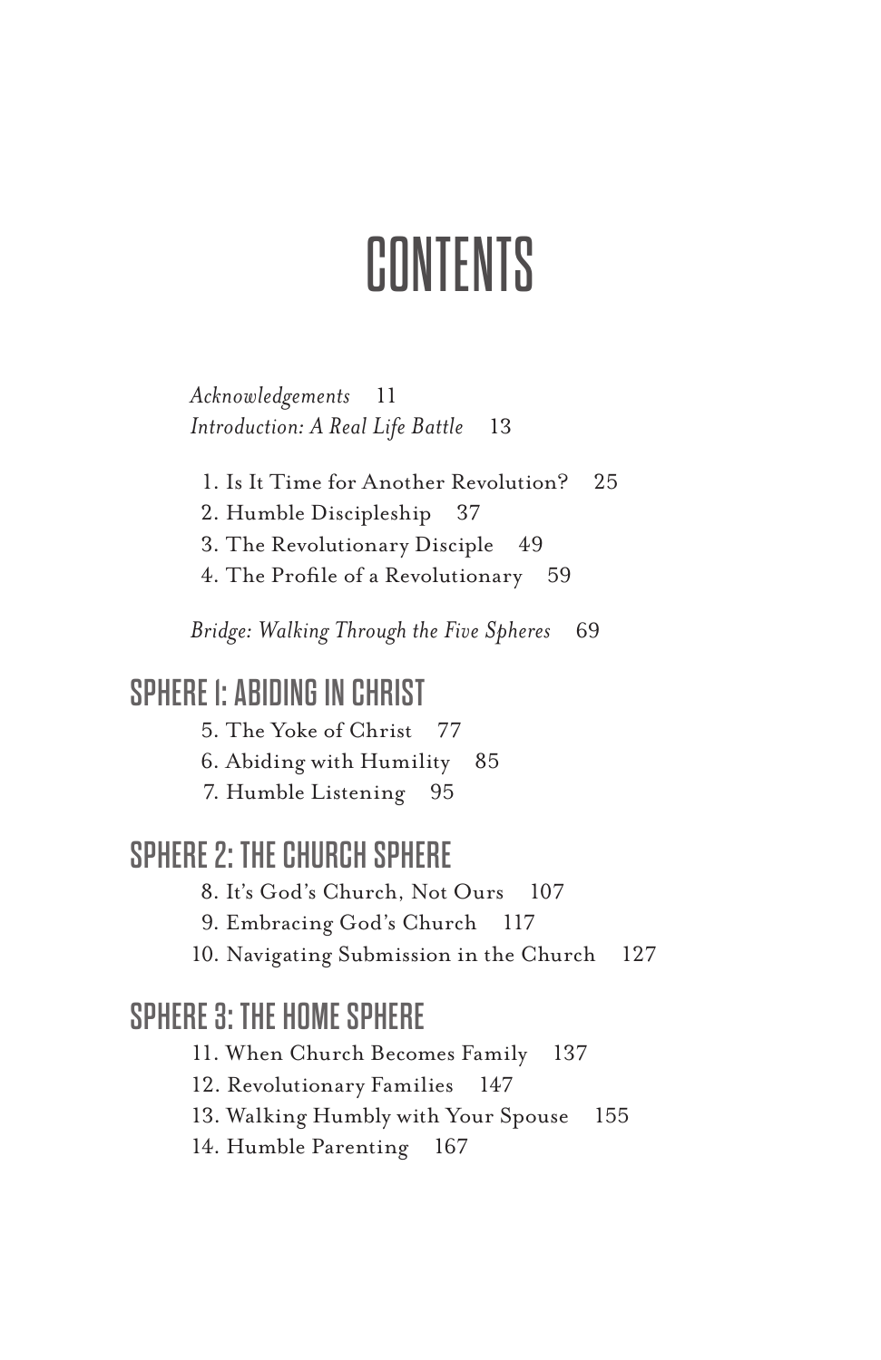# CONTENTS

*Acknowledgements* 11
*Introduction: A Real Life Battle* 13

1. Is It Time for Another Revolution? 25
2. Humble Discipleship 37
3. The Revolutionary Disciple 49
4. The Profile of a Revolutionary 59

*Bridge: Walking Through the Five Spheres* 69

## SPHERE 1: ABIDING IN CHRIST

5. The Yoke of Christ 77
6. Abiding with Humility 85
7. Humble Listening 95

## SPHERE 2: THE CHURCH SPHERE

8. It's God's Church, Not Ours 107
9. Embracing God's Church 117
10. Navigating Submission in the Church 127

## SPHERE 3: THE HOME SPHERE

11. When Church Becomes Family 137
12. Revolutionary Families 147
13. Walking Humbly with Your Spouse 155
14. Humble Parenting 167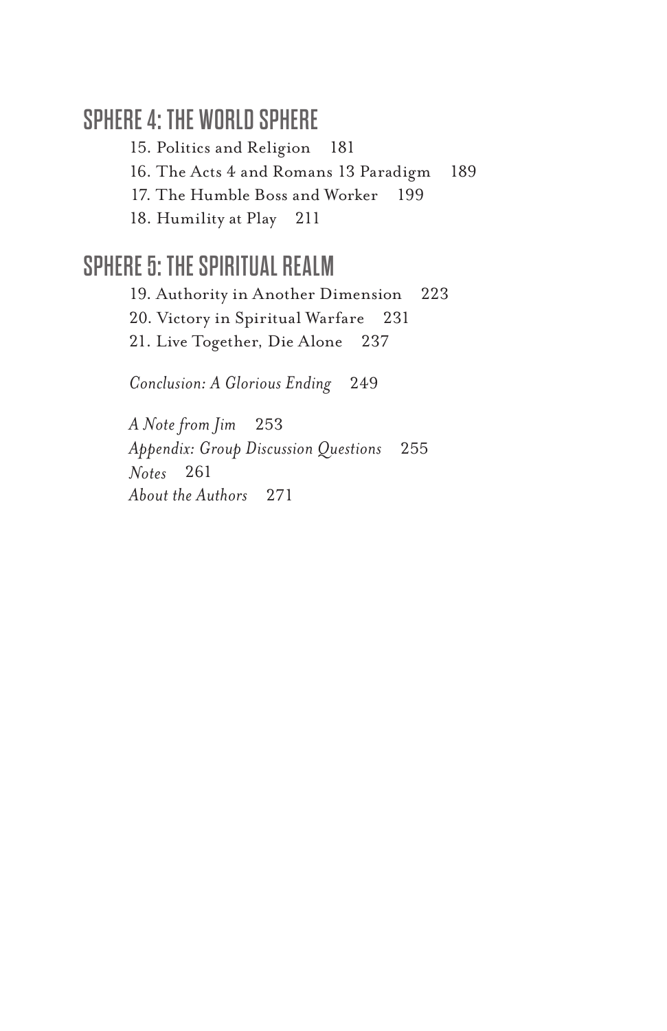## SPHERE 4: THE WORLD SPHERE

15. Politics and Religion 181
16. The Acts 4 and Romans 13 Paradigm 189
17. The Humble Boss and Worker 199
18. Humility at Play 211

## SPHERE 5: THE SPIRITUAL REALM

19. Authority in Another Dimension 223
20. Victory in Spiritual Warfare 231
21. Live Together, Die Alone 237

*Conclusion: A Glorious Ending* 249

*A Note from Jim* 253
*Appendix: Group Discussion Questions* 255
*Notes* 261
*About the Authors* 271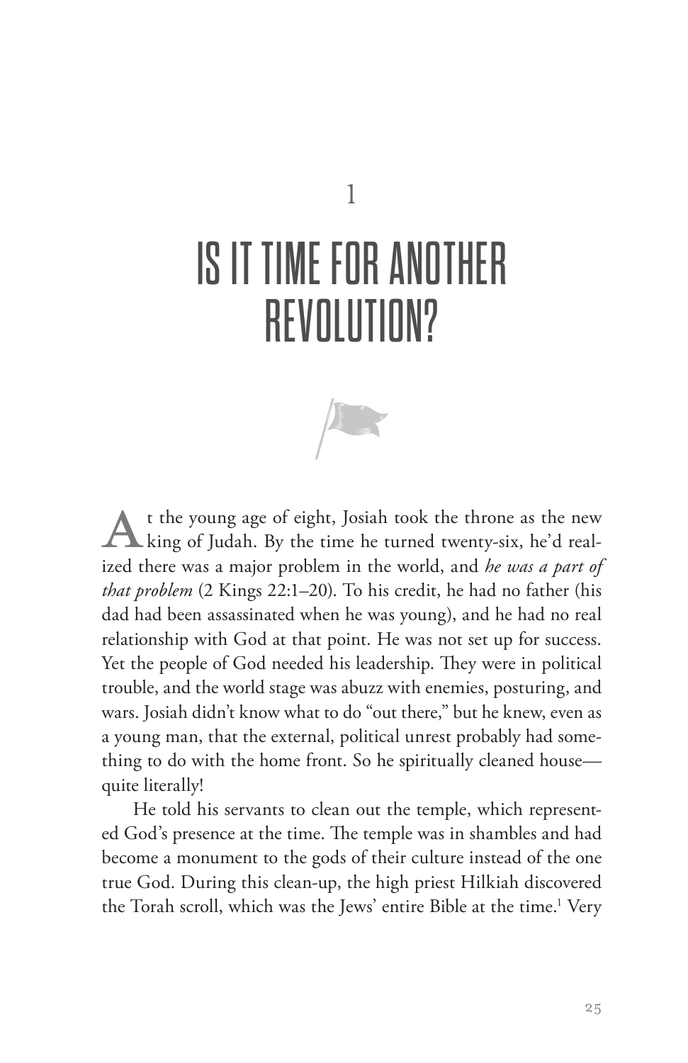# 1

# IS IT TIME FOR ANOTHER REVOLUTION?

At the young age of eight, Josiah took the throne as the new king of Judah. By the time he turned twenty-six, he'd realized there was a major problem in the world, and *he was a part of that problem* (2 Kings 22:1–20). To his credit, he had no father (his dad had been assassinated when he was young), and he had no real relationship with God at that point. He was not set up for success. Yet the people of God needed his leadership. They were in political trouble, and the world stage was abuzz with enemies, posturing, and wars. Josiah didn't know what to do "out there," but he knew, even as a young man, that the external, political unrest probably had something to do with the home front. So he spiritually cleaned house—quite literally!

He told his servants to clean out the temple, which represented God's presence at the time. The temple was in shambles and had become a monument to the gods of their culture instead of the one true God. During this clean-up, the high priest Hilkiah discovered the Torah scroll, which was the Jews' entire Bible at the time.[1] Very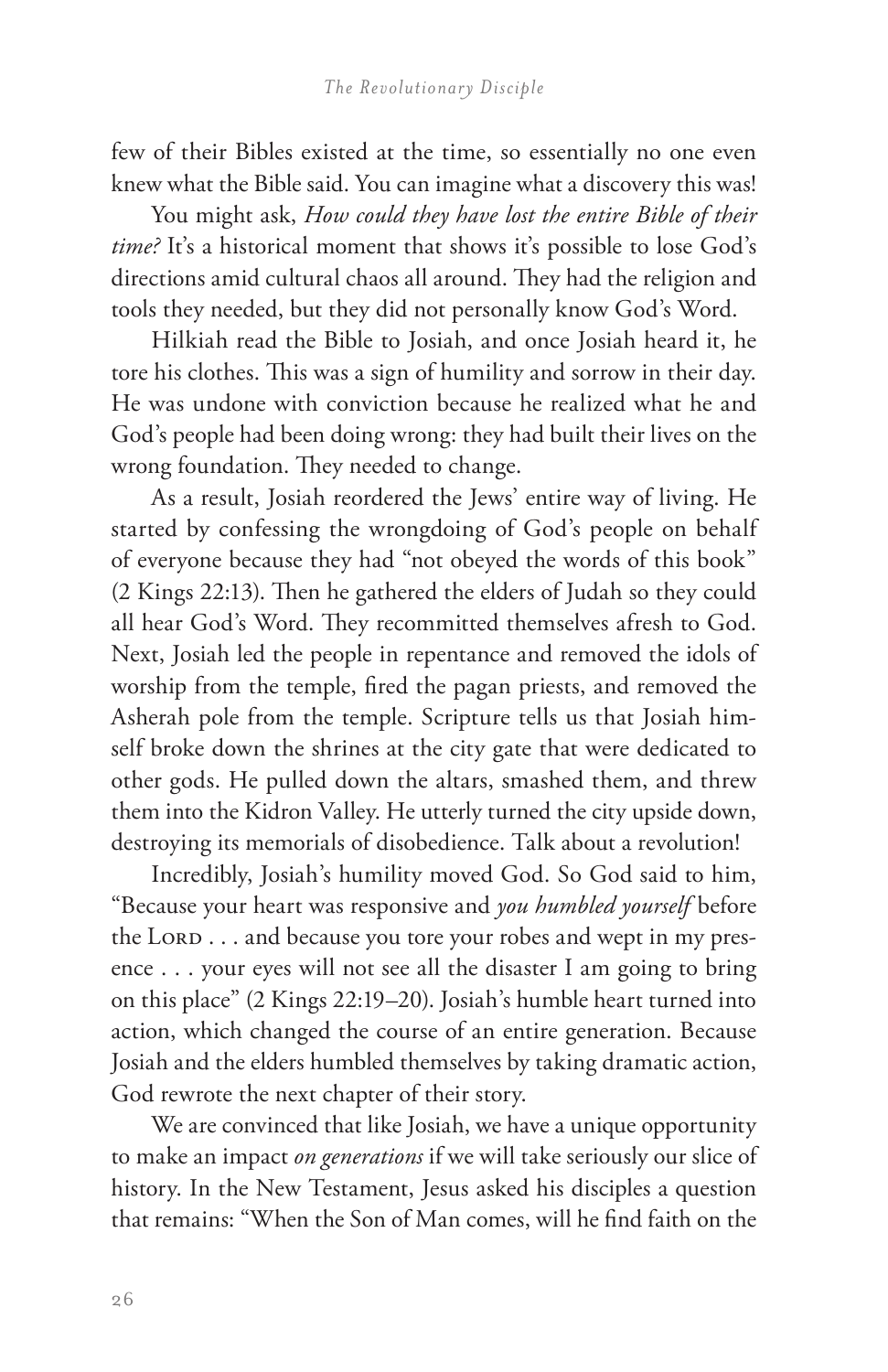few of their Bibles existed at the time, so essentially no one even knew what the Bible said. You can imagine what a discovery this was!

You might ask, *How could they have lost the entire Bible of their time?* It's a historical moment that shows it's possible to lose God's directions amid cultural chaos all around. They had the religion and tools they needed, but they did not personally know God's Word.

Hilkiah read the Bible to Josiah, and once Josiah heard it, he tore his clothes. This was a sign of humility and sorrow in their day. He was undone with conviction because he realized what he and God's people had been doing wrong: they had built their lives on the wrong foundation. They needed to change.

As a result, Josiah reordered the Jews' entire way of living. He started by confessing the wrongdoing of God's people on behalf of everyone because they had "not obeyed the words of this book" (2 Kings 22:13). Then he gathered the elders of Judah so they could all hear God's Word. They recommitted themselves afresh to God. Next, Josiah led the people in repentance and removed the idols of worship from the temple, fired the pagan priests, and removed the Asherah pole from the temple. Scripture tells us that Josiah himself broke down the shrines at the city gate that were dedicated to other gods. He pulled down the altars, smashed them, and threw them into the Kidron Valley. He utterly turned the city upside down, destroying its memorials of disobedience. Talk about a revolution!

Incredibly, Josiah's humility moved God. So God said to him, "Because your heart was responsive and *you humbled yourself* before the Lord . . . and because you tore your robes and wept in my presence . . . your eyes will not see all the disaster I am going to bring on this place" (2 Kings 22:19–20). Josiah's humble heart turned into action, which changed the course of an entire generation. Because Josiah and the elders humbled themselves by taking dramatic action, God rewrote the next chapter of their story.

We are convinced that like Josiah, we have a unique opportunity to make an impact *on generations* if we will take seriously our slice of history. In the New Testament, Jesus asked his disciples a question that remains: "When the Son of Man comes, will he find faith on the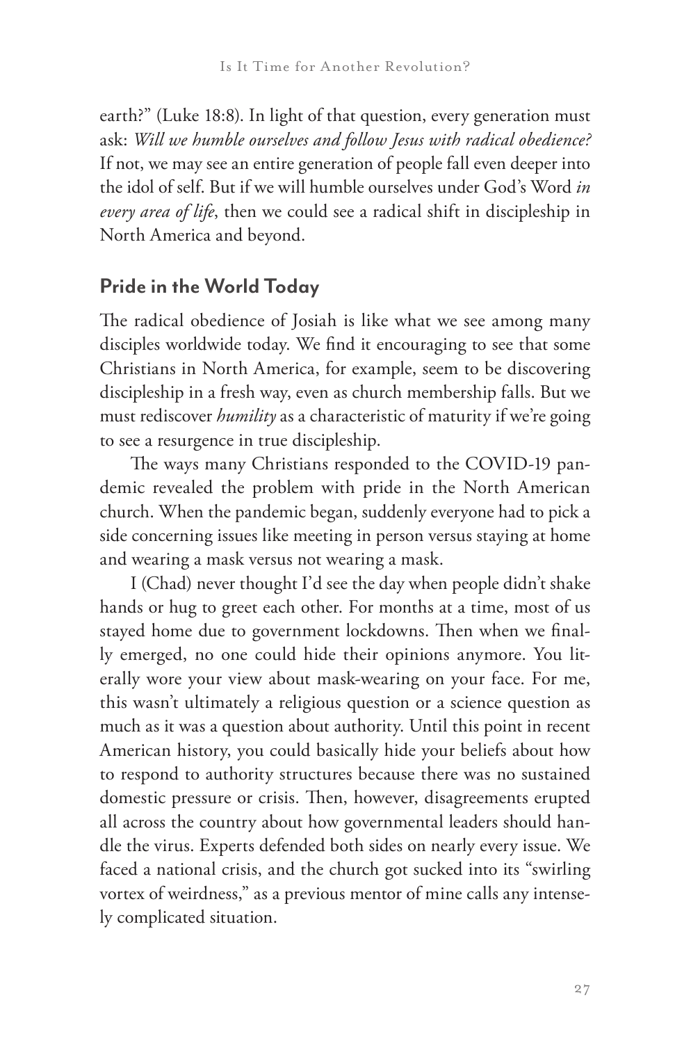earth?" (Luke 18:8). In light of that question, every generation must ask: *Will we humble ourselves and follow Jesus with radical obedience?* If not, we may see an entire generation of people fall even deeper into the idol of self. But if we will humble ourselves under God's Word *in every area of life*, then we could see a radical shift in discipleship in North America and beyond.

## Pride in the World Today

The radical obedience of Josiah is like what we see among many disciples worldwide today. We find it encouraging to see that some Christians in North America, for example, seem to be discovering discipleship in a fresh way, even as church membership falls. But we must rediscover *humility* as a characteristic of maturity if we're going to see a resurgence in true discipleship.

The ways many Christians responded to the COVID-19 pandemic revealed the problem with pride in the North American church. When the pandemic began, suddenly everyone had to pick a side concerning issues like meeting in person versus staying at home and wearing a mask versus not wearing a mask.

I (Chad) never thought I'd see the day when people didn't shake hands or hug to greet each other. For months at a time, most of us stayed home due to government lockdowns. Then when we finally emerged, no one could hide their opinions anymore. You literally wore your view about mask-wearing on your face. For me, this wasn't ultimately a religious question or a science question as much as it was a question about authority. Until this point in recent American history, you could basically hide your beliefs about how to respond to authority structures because there was no sustained domestic pressure or crisis. Then, however, disagreements erupted all across the country about how governmental leaders should handle the virus. Experts defended both sides on nearly every issue. We faced a national crisis, and the church got sucked into its "swirling vortex of weirdness," as a previous mentor of mine calls any intensely complicated situation.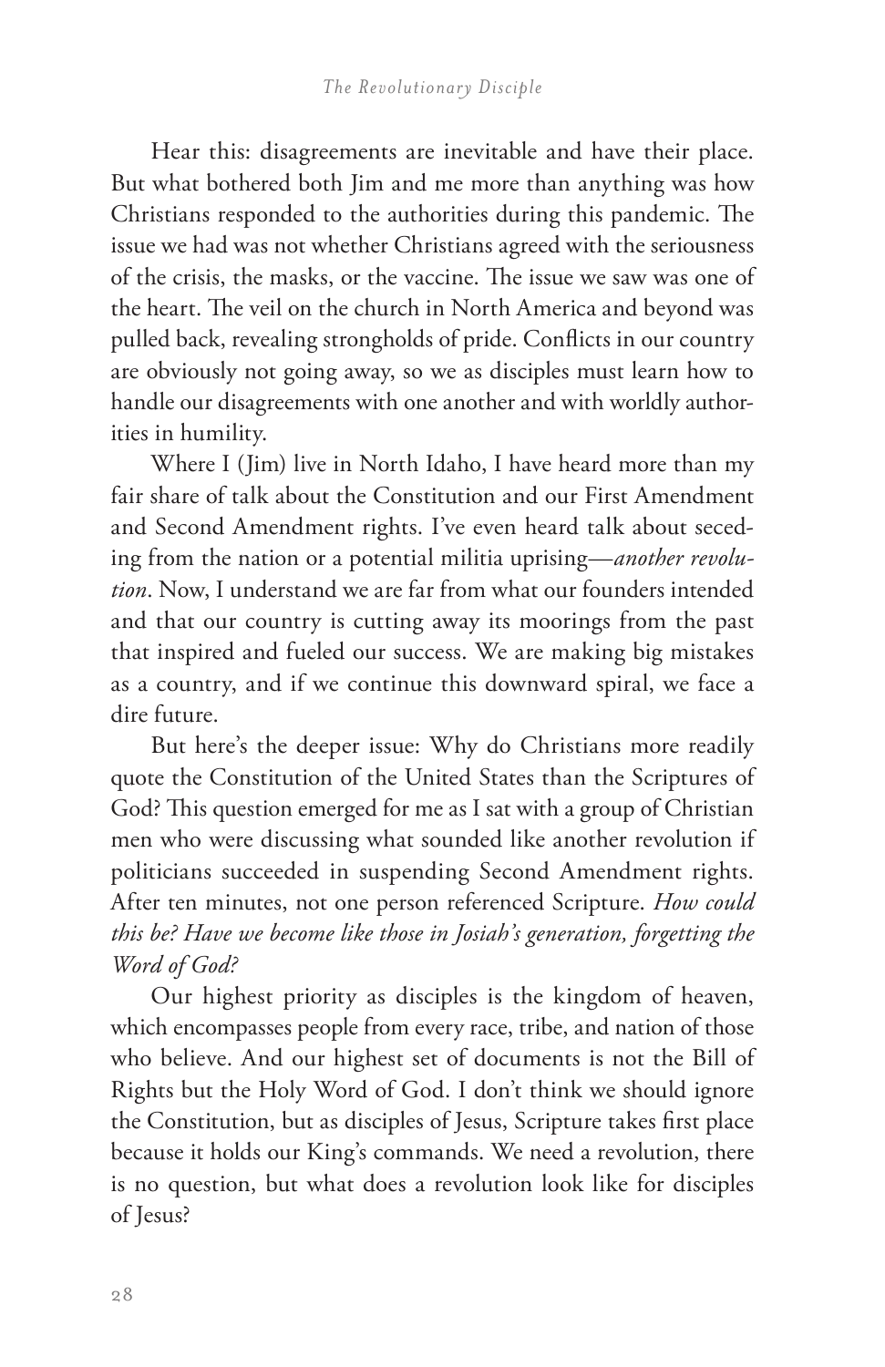Hear this: disagreements are inevitable and have their place. But what bothered both Jim and me more than anything was how Christians responded to the authorities during this pandemic. The issue we had was not whether Christians agreed with the seriousness of the crisis, the masks, or the vaccine. The issue we saw was one of the heart. The veil on the church in North America and beyond was pulled back, revealing strongholds of pride. Conflicts in our country are obviously not going away, so we as disciples must learn how to handle our disagreements with one another and with worldly authorities in humility.

Where I (Jim) live in North Idaho, I have heard more than my fair share of talk about the Constitution and our First Amendment and Second Amendment rights. I've even heard talk about seceding from the nation or a potential militia uprising—*another revolution*. Now, I understand we are far from what our founders intended and that our country is cutting away its moorings from the past that inspired and fueled our success. We are making big mistakes as a country, and if we continue this downward spiral, we face a dire future.

But here's the deeper issue: Why do Christians more readily quote the Constitution of the United States than the Scriptures of God? This question emerged for me as I sat with a group of Christian men who were discussing what sounded like another revolution if politicians succeeded in suspending Second Amendment rights. After ten minutes, not one person referenced Scripture. *How could this be? Have we become like those in Josiah's generation, forgetting the Word of God?*

Our highest priority as disciples is the kingdom of heaven, which encompasses people from every race, tribe, and nation of those who believe. And our highest set of documents is not the Bill of Rights but the Holy Word of God. I don't think we should ignore the Constitution, but as disciples of Jesus, Scripture takes first place because it holds our King's commands. We need a revolution, there is no question, but what does a revolution look like for disciples of Jesus?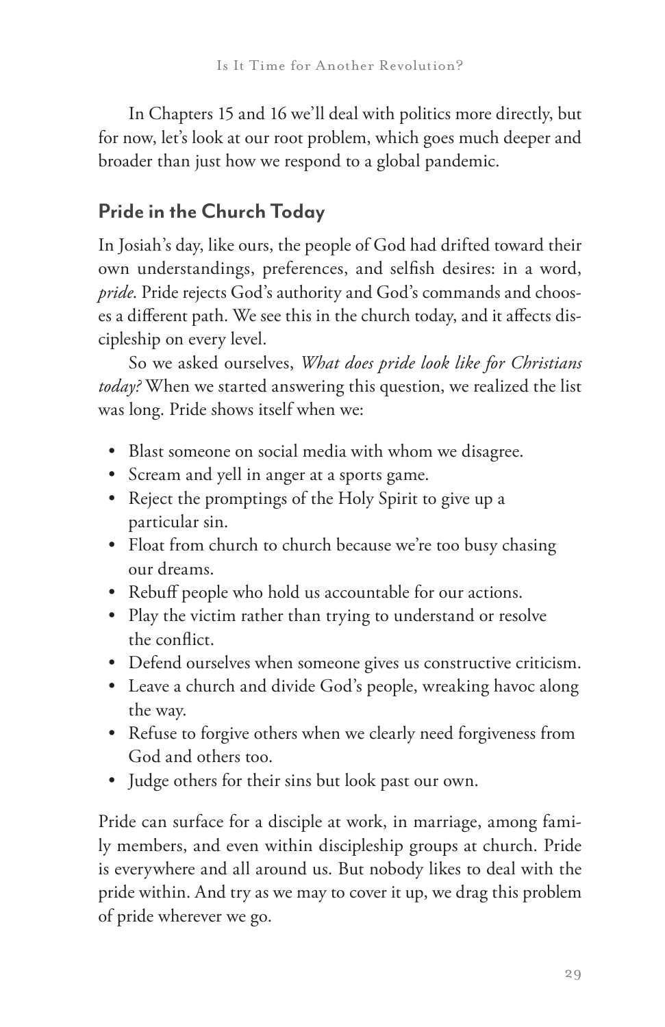In Chapters 15 and 16 we'll deal with politics more directly, but for now, let's look at our root problem, which goes much deeper and broader than just how we respond to a global pandemic.

## Pride in the Church Today

In Josiah's day, like ours, the people of God had drifted toward their own understandings, preferences, and selfish desires: in a word, *pride*. Pride rejects God's authority and God's commands and chooses a different path. We see this in the church today, and it affects discipleship on every level.

So we asked ourselves, *What does pride look like for Christians today?* When we started answering this question, we realized the list was long. Pride shows itself when we:

- Blast someone on social media with whom we disagree.
- Scream and yell in anger at a sports game.
- Reject the promptings of the Holy Spirit to give up a particular sin.
- Float from church to church because we're too busy chasing our dreams.
- Rebuff people who hold us accountable for our actions.
- Play the victim rather than trying to understand or resolve the conflict.
- Defend ourselves when someone gives us constructive criticism.
- Leave a church and divide God's people, wreaking havoc along the way.
- Refuse to forgive others when we clearly need forgiveness from God and others too.
- Judge others for their sins but look past our own.

Pride can surface for a disciple at work, in marriage, among family members, and even within discipleship groups at church. Pride is everywhere and all around us. But nobody likes to deal with the pride within. And try as we may to cover it up, we drag this problem of pride wherever we go.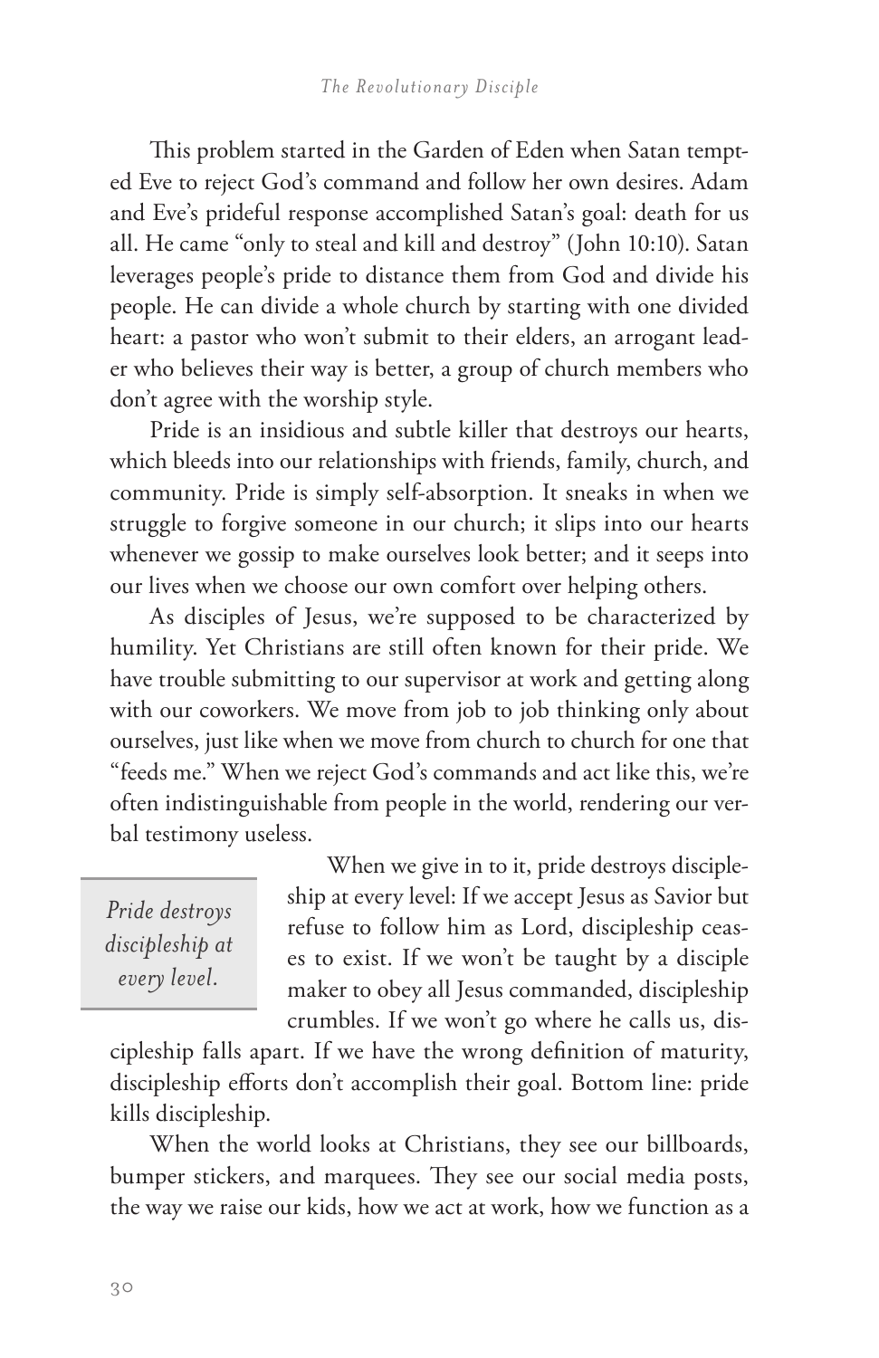This problem started in the Garden of Eden when Satan tempted Eve to reject God's command and follow her own desires. Adam and Eve's prideful response accomplished Satan's goal: death for us all. He came "only to steal and kill and destroy" (John 10:10). Satan leverages people's pride to distance them from God and divide his people. He can divide a whole church by starting with one divided heart: a pastor who won't submit to their elders, an arrogant leader who believes their way is better, a group of church members who don't agree with the worship style.

Pride is an insidious and subtle killer that destroys our hearts, which bleeds into our relationships with friends, family, church, and community. Pride is simply self-absorption. It sneaks in when we struggle to forgive someone in our church; it slips into our hearts whenever we gossip to make ourselves look better; and it seeps into our lives when we choose our own comfort over helping others.

As disciples of Jesus, we're supposed to be characterized by humility. Yet Christians are still often known for their pride. We have trouble submitting to our supervisor at work and getting along with our coworkers. We move from job to job thinking only about ourselves, just like when we move from church to church for one that "feeds me." When we reject God's commands and act like this, we're often indistinguishable from people in the world, rendering our verbal testimony useless.

> *Pride destroys discipleship at every level.*

When we give in to it, pride destroys discipleship at every level: If we accept Jesus as Savior but refuse to follow him as Lord, discipleship ceases to exist. If we won't be taught by a disciple maker to obey all Jesus commanded, discipleship crumbles. If we won't go where he calls us, discipleship falls apart. If we have the wrong definition of maturity, discipleship efforts don't accomplish their goal. Bottom line: pride kills discipleship.

When the world looks at Christians, they see our billboards, bumper stickers, and marquees. They see our social media posts, the way we raise our kids, how we act at work, how we function as a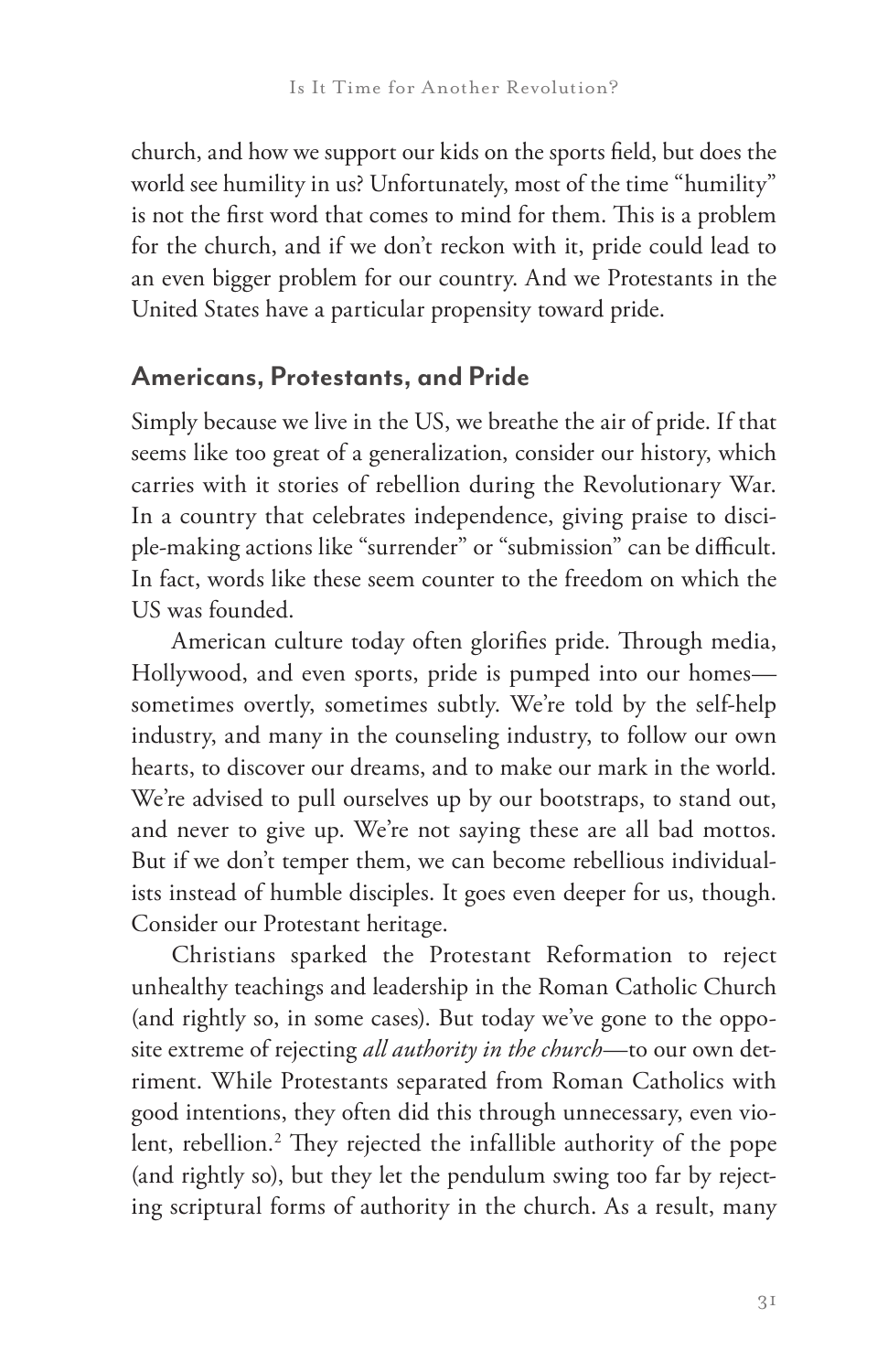church, and how we support our kids on the sports field, but does the world see humility in us? Unfortunately, most of the time "humility" is not the first word that comes to mind for them. This is a problem for the church, and if we don't reckon with it, pride could lead to an even bigger problem for our country. And we Protestants in the United States have a particular propensity toward pride.

## Americans, Protestants, and Pride

Simply because we live in the US, we breathe the air of pride. If that seems like too great of a generalization, consider our history, which carries with it stories of rebellion during the Revolutionary War. In a country that celebrates independence, giving praise to disciple-making actions like "surrender" or "submission" can be difficult. In fact, words like these seem counter to the freedom on which the US was founded.

American culture today often glorifies pride. Through media, Hollywood, and even sports, pride is pumped into our homes—sometimes overtly, sometimes subtly. We're told by the self-help industry, and many in the counseling industry, to follow our own hearts, to discover our dreams, and to make our mark in the world. We're advised to pull ourselves up by our bootstraps, to stand out, and never to give up. We're not saying these are all bad mottos. But if we don't temper them, we can become rebellious individualists instead of humble disciples. It goes even deeper for us, though. Consider our Protestant heritage.

Christians sparked the Protestant Reformation to reject unhealthy teachings and leadership in the Roman Catholic Church (and rightly so, in some cases). But today we've gone to the opposite extreme of rejecting *all authority in the church*—to our own detriment. While Protestants separated from Roman Catholics with good intentions, they often did this through unnecessary, even violent, rebellion.[2] They rejected the infallible authority of the pope (and rightly so), but they let the pendulum swing too far by rejecting scriptural forms of authority in the church. As a result, many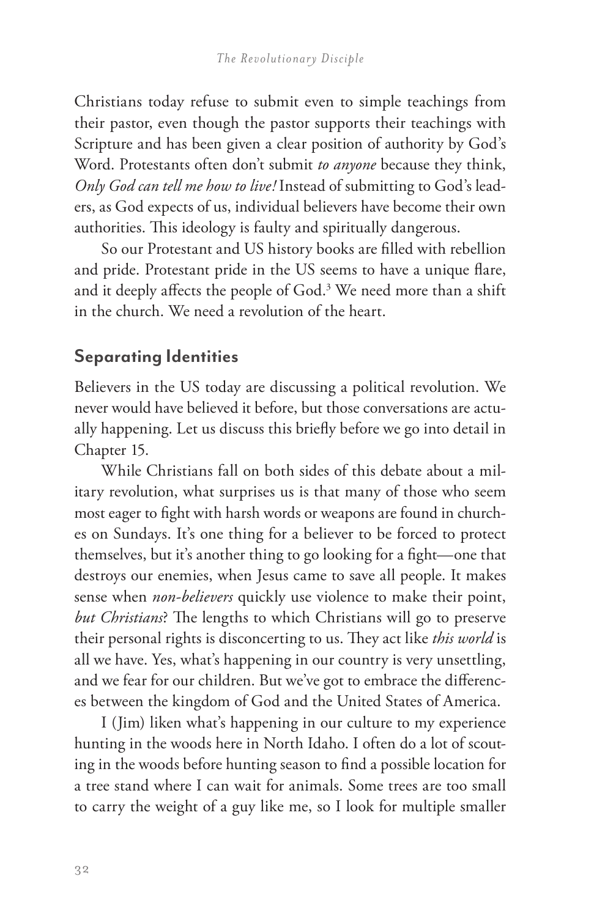Christians today refuse to submit even to simple teachings from their pastor, even though the pastor supports their teachings with Scripture and has been given a clear position of authority by God's Word. Protestants often don't submit *to anyone* because they think, *Only God can tell me how to live!* Instead of submitting to God's leaders, as God expects of us, individual believers have become their own authorities. This ideology is faulty and spiritually dangerous.

So our Protestant and US history books are filled with rebellion and pride. Protestant pride in the US seems to have a unique flare, and it deeply affects the people of God.[3] We need more than a shift in the church. We need a revolution of the heart.

## Separating Identities

Believers in the US today are discussing a political revolution. We never would have believed it before, but those conversations are actually happening. Let us discuss this briefly before we go into detail in Chapter 15.

While Christians fall on both sides of this debate about a military revolution, what surprises us is that many of those who seem most eager to fight with harsh words or weapons are found in churches on Sundays. It's one thing for a believer to be forced to protect themselves, but it's another thing to go looking for a fight—one that destroys our enemies, when Jesus came to save all people. It makes sense when *non-believers* quickly use violence to make their point, *but Christians*? The lengths to which Christians will go to preserve their personal rights is disconcerting to us. They act like *this world* is all we have. Yes, what's happening in our country is very unsettling, and we fear for our children. But we've got to embrace the differences between the kingdom of God and the United States of America.

I (Jim) liken what's happening in our culture to my experience hunting in the woods here in North Idaho. I often do a lot of scouting in the woods before hunting season to find a possible location for a tree stand where I can wait for animals. Some trees are too small to carry the weight of a guy like me, so I look for multiple smaller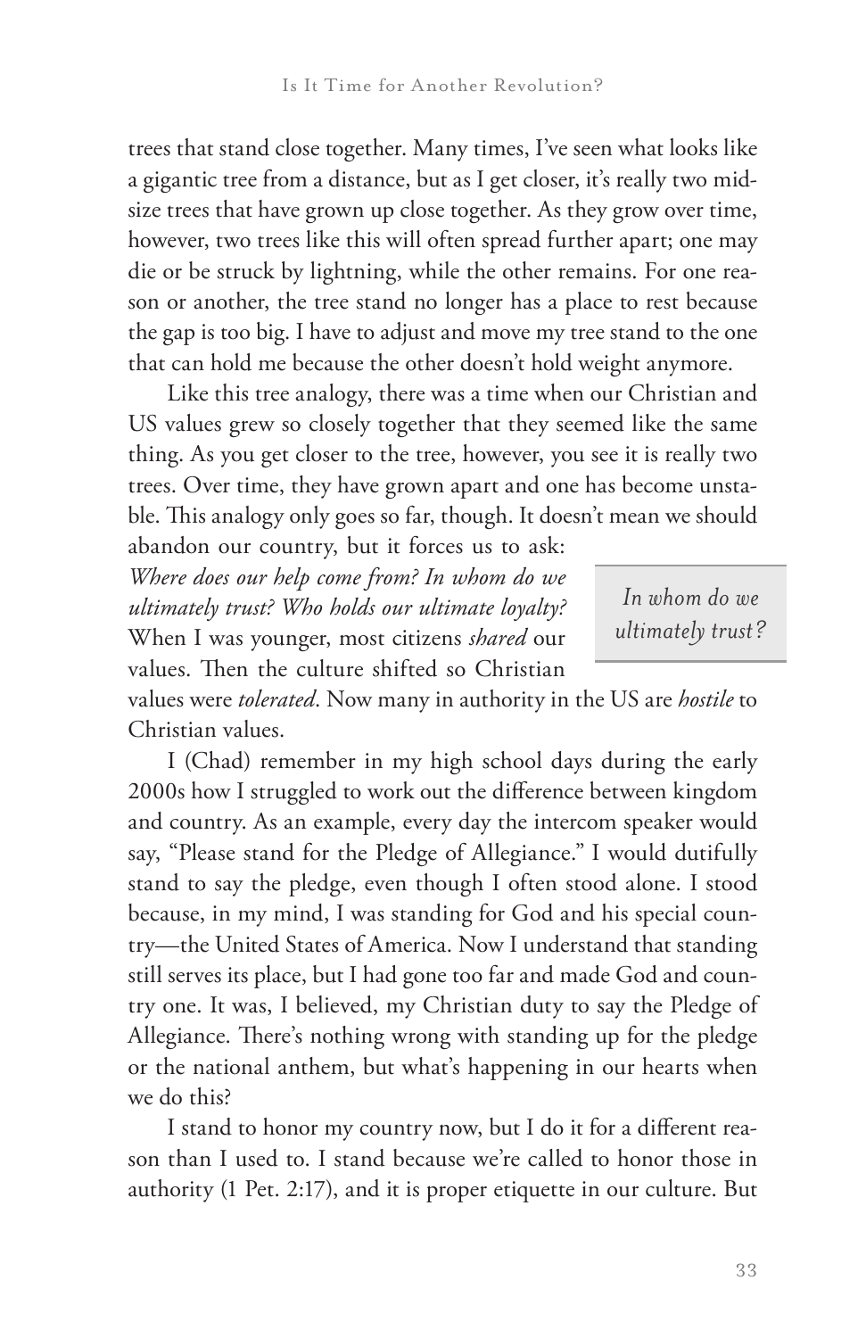trees that stand close together. Many times, I've seen what looks like a gigantic tree from a distance, but as I get closer, it's really two mid-size trees that have grown up close together. As they grow over time, however, two trees like this will often spread further apart; one may die or be struck by lightning, while the other remains. For one reason or another, the tree stand no longer has a place to rest because the gap is too big. I have to adjust and move my tree stand to the one that can hold me because the other doesn't hold weight anymore.

Like this tree analogy, there was a time when our Christian and US values grew so closely together that they seemed like the same thing. As you get closer to the tree, however, you see it is really two trees. Over time, they have grown apart and one has become unstable. This analogy only goes so far, though. It doesn't mean we should abandon our country, but it forces us to ask: *Where does our help come from? In whom do we ultimately trust? Who holds our ultimate loyalty?* When I was younger, most citizens *shared* our values. Then the culture shifted so Christian values were *tolerated*. Now many in authority in the US are *hostile* to Christian values.

> *In whom do we ultimately trust?*

I (Chad) remember in my high school days during the early 2000s how I struggled to work out the difference between kingdom and country. As an example, every day the intercom speaker would say, "Please stand for the Pledge of Allegiance." I would dutifully stand to say the pledge, even though I often stood alone. I stood because, in my mind, I was standing for God and his special country—the United States of America. Now I understand that standing still serves its place, but I had gone too far and made God and country one. It was, I believed, my Christian duty to say the Pledge of Allegiance. There's nothing wrong with standing up for the pledge or the national anthem, but what's happening in our hearts when we do this?

I stand to honor my country now, but I do it for a different reason than I used to. I stand because we're called to honor those in authority (1 Pet. 2:17), and it is proper etiquette in our culture. But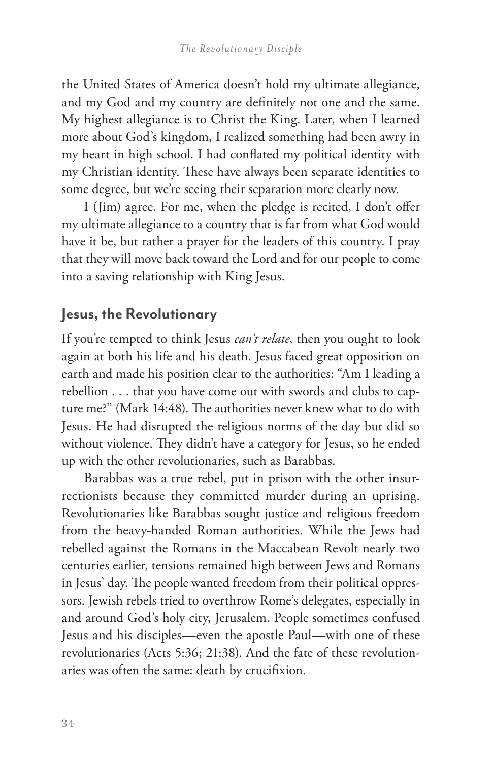the United States of America doesn't hold my ultimate allegiance, and my God and my country are definitely not one and the same. My highest allegiance is to Christ the King. Later, when I learned more about God's kingdom, I realized something had been awry in my heart in high school. I had conflated my political identity with my Christian identity. These have always been separate identities to some degree, but we're seeing their separation more clearly now.

I (Jim) agree. For me, when the pledge is recited, I don't offer my ultimate allegiance to a country that is far from what God would have it be, but rather a prayer for the leaders of this country. I pray that they will move back toward the Lord and for our people to come into a saving relationship with King Jesus.

## Jesus, the Revolutionary

If you're tempted to think Jesus *can't relate*, then you ought to look again at both his life and his death. Jesus faced great opposition on earth and made his position clear to the authorities: "Am I leading a rebellion . . . that you have come out with swords and clubs to capture me?" (Mark 14:48). The authorities never knew what to do with Jesus. He had disrupted the religious norms of the day but did so without violence. They didn't have a category for Jesus, so he ended up with the other revolutionaries, such as Barabbas.

Barabbas was a true rebel, put in prison with the other insurrectionists because they committed murder during an uprising. Revolutionaries like Barabbas sought justice and religious freedom from the heavy-handed Roman authorities. While the Jews had rebelled against the Romans in the Maccabean Revolt nearly two centuries earlier, tensions remained high between Jews and Romans in Jesus' day. The people wanted freedom from their political oppressors. Jewish rebels tried to overthrow Rome's delegates, especially in and around God's holy city, Jerusalem. People sometimes confused Jesus and his disciples—even the apostle Paul—with one of these revolutionaries (Acts 5:36; 21:38). And the fate of these revolutionaries was often the same: death by crucifixion.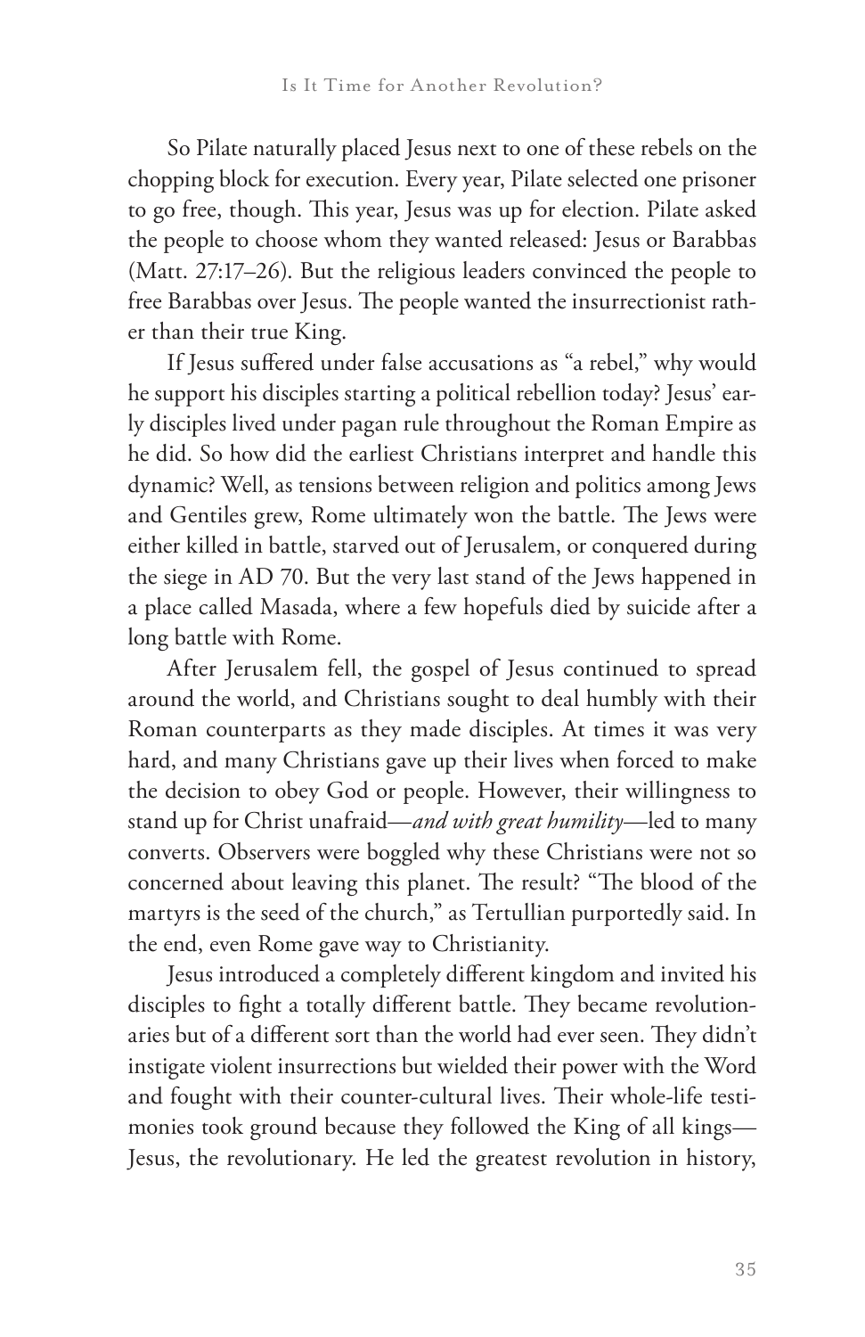So Pilate naturally placed Jesus next to one of these rebels on the chopping block for execution. Every year, Pilate selected one prisoner to go free, though. This year, Jesus was up for election. Pilate asked the people to choose whom they wanted released: Jesus or Barabbas (Matt. 27:17–26). But the religious leaders convinced the people to free Barabbas over Jesus. The people wanted the insurrectionist rather than their true King.

If Jesus suffered under false accusations as "a rebel," why would he support his disciples starting a political rebellion today? Jesus' early disciples lived under pagan rule throughout the Roman Empire as he did. So how did the earliest Christians interpret and handle this dynamic? Well, as tensions between religion and politics among Jews and Gentiles grew, Rome ultimately won the battle. The Jews were either killed in battle, starved out of Jerusalem, or conquered during the siege in AD 70. But the very last stand of the Jews happened in a place called Masada, where a few hopefuls died by suicide after a long battle with Rome.

After Jerusalem fell, the gospel of Jesus continued to spread around the world, and Christians sought to deal humbly with their Roman counterparts as they made disciples. At times it was very hard, and many Christians gave up their lives when forced to make the decision to obey God or people. However, their willingness to stand up for Christ unafraid—*and with great humility*—led to many converts. Observers were boggled why these Christians were not so concerned about leaving this planet. The result? "The blood of the martyrs is the seed of the church," as Tertullian purportedly said. In the end, even Rome gave way to Christianity.

Jesus introduced a completely different kingdom and invited his disciples to fight a totally different battle. They became revolutionaries but of a different sort than the world had ever seen. They didn't instigate violent insurrections but wielded their power with the Word and fought with their counter-cultural lives. Their whole-life testimonies took ground because they followed the King of all kings—Jesus, the revolutionary. He led the greatest revolution in history,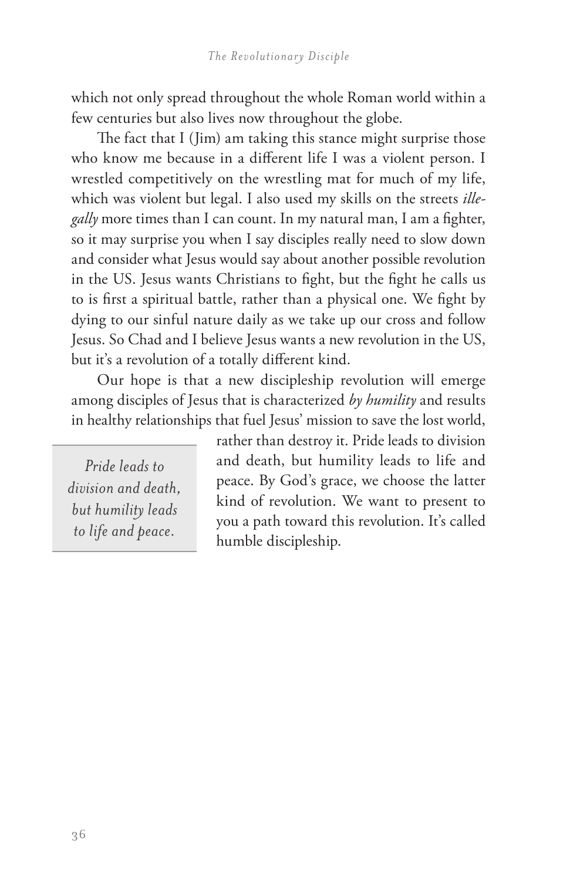which not only spread throughout the whole Roman world within a few centuries but also lives now throughout the globe.

The fact that I (Jim) am taking this stance might surprise those who know me because in a different life I was a violent person. I wrestled competitively on the wrestling mat for much of my life, which was violent but legal. I also used my skills on the streets *illegally* more times than I can count. In my natural man, I am a fighter, so it may surprise you when I say disciples really need to slow down and consider what Jesus would say about another possible revolution in the US. Jesus wants Christians to fight, but the fight he calls us to is first a spiritual battle, rather than a physical one. We fight by dying to our sinful nature daily as we take up our cross and follow Jesus. So Chad and I believe Jesus wants a new revolution in the US, but it's a revolution of a totally different kind.

Our hope is that a new discipleship revolution will emerge among disciples of Jesus that is characterized *by humility* and results in healthy relationships that fuel Jesus' mission to save the lost world, rather than destroy it. Pride leads to division and death, but humility leads to life and peace. By God's grace, we choose the latter kind of revolution. We want to present to you a path toward this revolution. It's called humble discipleship.

> *Pride leads to division and death, but humility leads to life and peace.*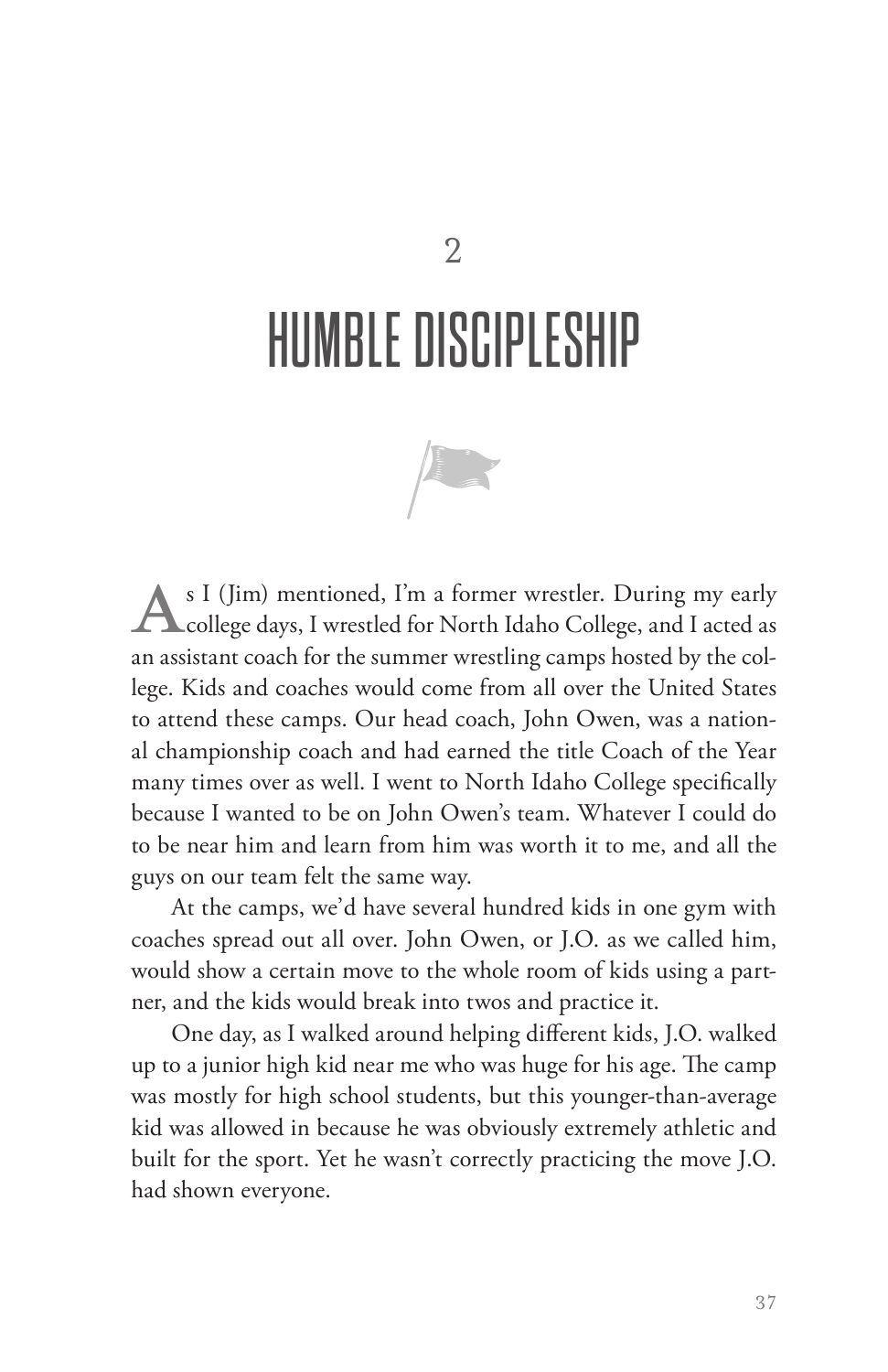# 2

# HUMBLE DISCIPLESHIP

As I (Jim) mentioned, I'm a former wrestler. During my early college days, I wrestled for North Idaho College, and I acted as an assistant coach for the summer wrestling camps hosted by the college. Kids and coaches would come from all over the United States to attend these camps. Our head coach, John Owen, was a national championship coach and had earned the title Coach of the Year many times over as well. I went to North Idaho College specifically because I wanted to be on John Owen's team. Whatever I could do to be near him and learn from him was worth it to me, and all the guys on our team felt the same way.

At the camps, we'd have several hundred kids in one gym with coaches spread out all over. John Owen, or J.O. as we called him, would show a certain move to the whole room of kids using a partner, and the kids would break into twos and practice it.

One day, as I walked around helping different kids, J.O. walked up to a junior high kid near me who was huge for his age. The camp was mostly for high school students, but this younger-than-average kid was allowed in because he was obviously extremely athletic and built for the sport. Yet he wasn't correctly practicing the move J.O. had shown everyone.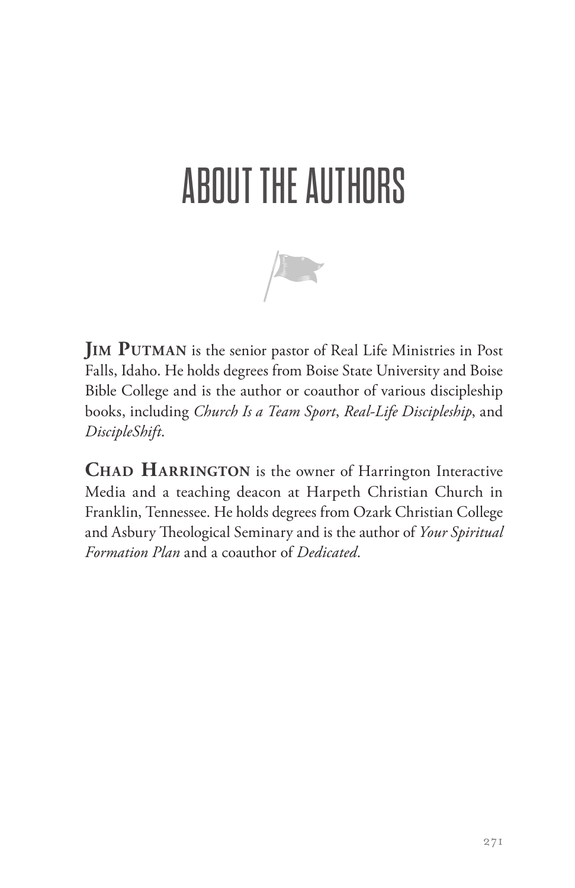# ABOUT THE AUTHORS

**Jim Putman** is the senior pastor of Real Life Ministries in Post Falls, Idaho. He holds degrees from Boise State University and Boise Bible College and is the author or coauthor of various discipleship books, including *Church Is a Team Sport*, *Real-Life Discipleship*, and *DiscipleShift*.

**Chad Harrington** is the owner of Harrington Interactive Media and a teaching deacon at Harpeth Christian Church in Franklin, Tennessee. He holds degrees from Ozark Christian College and Asbury Theological Seminary and is the author of *Your Spiritual Formation Plan* and a coauthor of *Dedicated*.